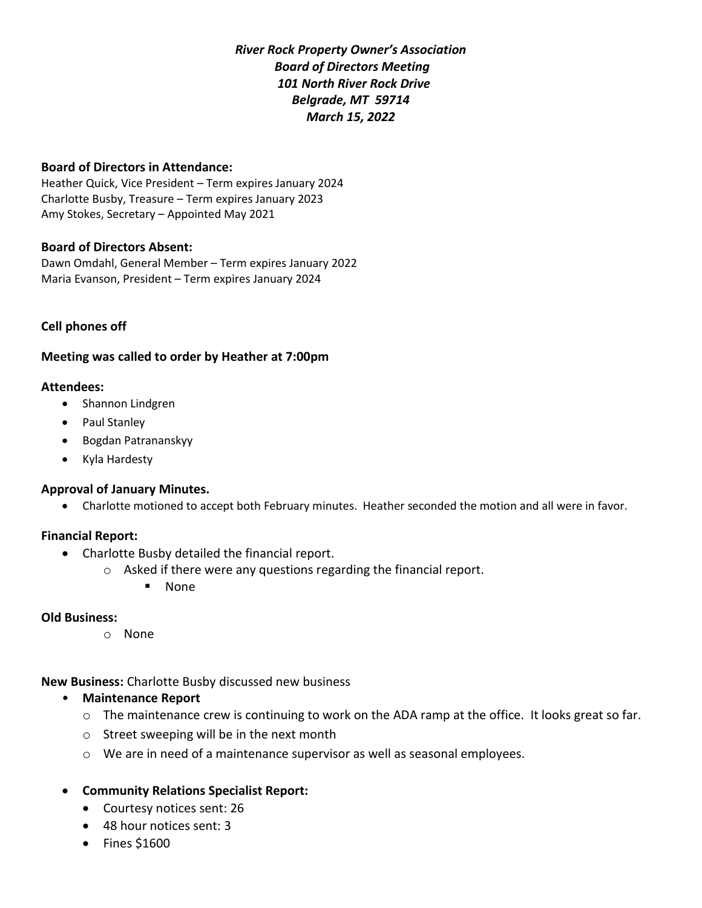***River Rock Property Owner's Association***
***Board of Directors Meeting***
***101 North River Rock Drive***
***Belgrade, MT 59714***
***March 15, 2022***

**Board of Directors in Attendance:**
Heather Quick, Vice President – Term expires January 2024
Charlotte Busby, Treasure – Term expires January 2023
Amy Stokes, Secretary – Appointed May 2021

**Board of Directors Absent:**
Dawn Omdahl, General Member – Term expires January 2022
Maria Evanson, President – Term expires January 2024

**Cell phones off**

**Meeting was called to order by Heather at 7:00pm**

**Attendees:**

- Shannon Lindgren
- Paul Stanley
- Bogdan Patrananskyy
- Kyla Hardesty

**Approval of January Minutes.**

- Charlotte motioned to accept both February minutes. Heather seconded the motion and all were in favor.

**Financial Report:**

- Charlotte Busby detailed the financial report.
  - Asked if there were any questions regarding the financial report.
    - None

**Old Business:**

- None

**New Business:** Charlotte Busby discussed new business

- **Maintenance Report**
  - The maintenance crew is continuing to work on the ADA ramp at the office. It looks great so far.
  - Street sweeping will be in the next month
  - We are in need of a maintenance supervisor as well as seasonal employees.

- **Community Relations Specialist Report:**
  - Courtesy notices sent: 26
  - 48 hour notices sent: 3
  - Fines $1600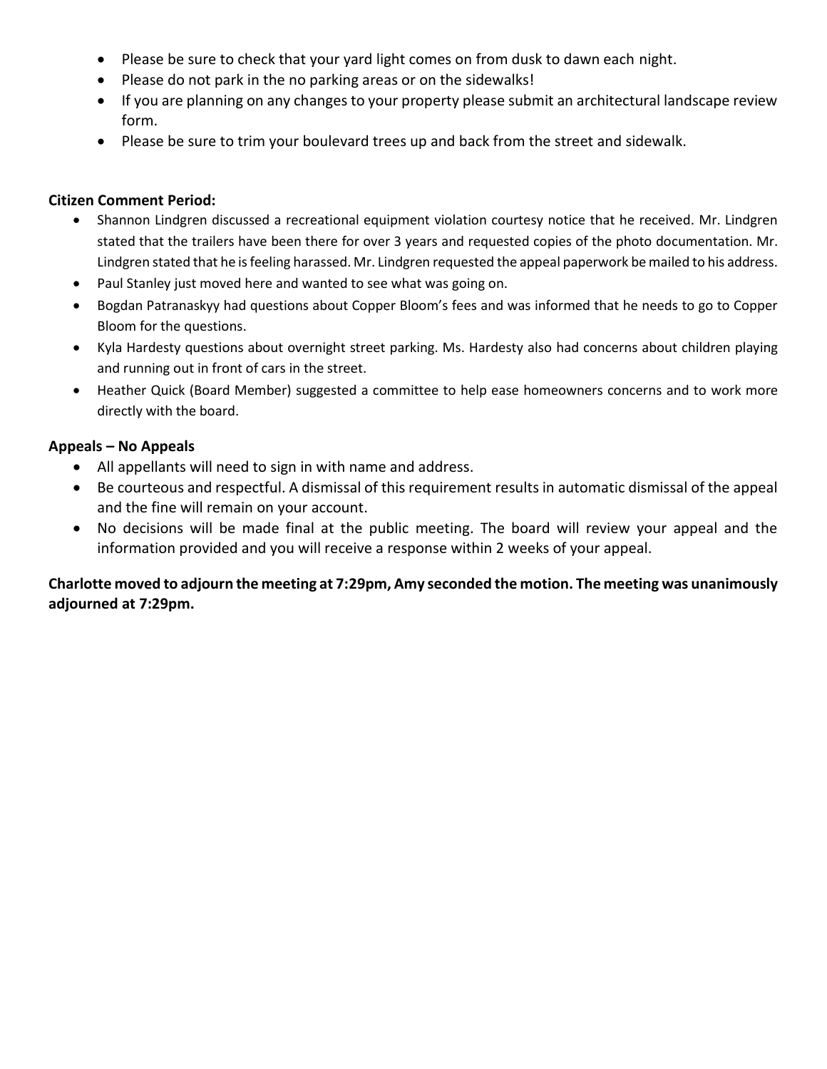- Please be sure to check that your yard light comes on from dusk to dawn each night.
- Please do not park in the no parking areas or on the sidewalks!
- If you are planning on any changes to your property please submit an architectural landscape review form.
- Please be sure to trim your boulevard trees up and back from the street and sidewalk.

**Citizen Comment Period:**

- Shannon Lindgren discussed a recreational equipment violation courtesy notice that he received. Mr. Lindgren stated that the trailers have been there for over 3 years and requested copies of the photo documentation. Mr. Lindgren stated that he is feeling harassed. Mr. Lindgren requested the appeal paperwork be mailed to his address.
- Paul Stanley just moved here and wanted to see what was going on.
- Bogdan Patranaskyy had questions about Copper Bloom's fees and was informed that he needs to go to Copper Bloom for the questions.
- Kyla Hardesty questions about overnight street parking. Ms. Hardesty also had concerns about children playing and running out in front of cars in the street.
- Heather Quick (Board Member) suggested a committee to help ease homeowners concerns and to work more directly with the board.

**Appeals – No Appeals**

- All appellants will need to sign in with name and address.
- Be courteous and respectful. A dismissal of this requirement results in automatic dismissal of the appeal and the fine will remain on your account.
- No decisions will be made final at the public meeting. The board will review your appeal and the information provided and you will receive a response within 2 weeks of your appeal.

**Charlotte moved to adjourn the meeting at 7:29pm, Amy seconded the motion. The meeting was unanimously adjourned at 7:29pm.**